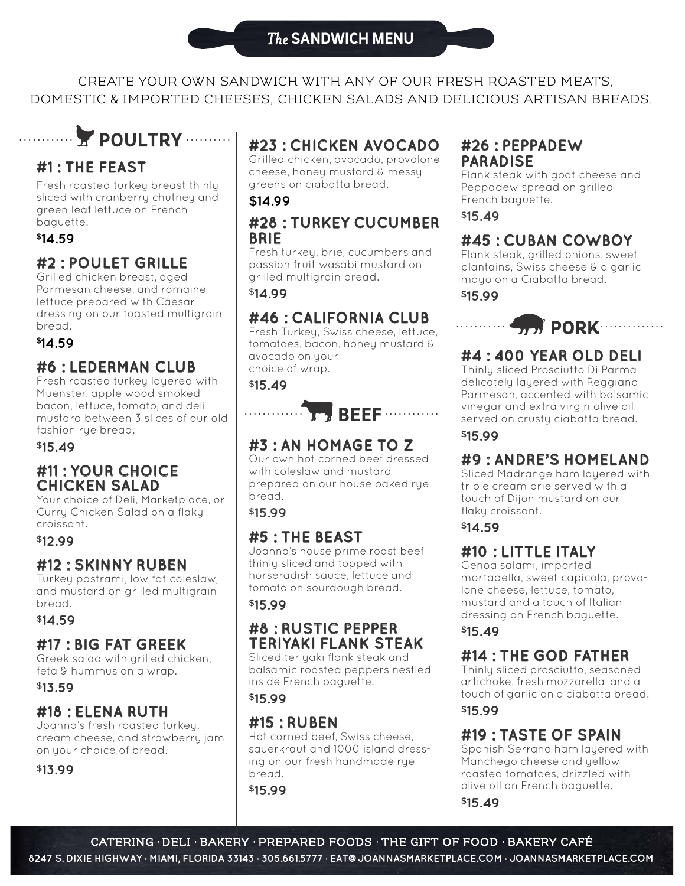# *The* SANDWICH MENU

CREATE YOUR OWN SANDWICH WITH ANY OF OUR FRESH ROASTED MEATS, DOMESTIC & IMPORTED CHEESES, CHICKEN SALADS AND DELICIOUS ARTISAN BREADS.

## POULTRY

### #1 : THE FEAST

Fresh roasted turkey breast thinly sliced with cranberry chutney and green leaf lettuce on French baguette.

**$14.59**

### #2 : POULET GRILLE

Grilled chicken breast, aged Parmesan cheese, and romaine lettuce prepared with Caesar dressing on our toasted multigrain bread.

**$14.59**

### #6 : LEDERMAN CLUB

Fresh roasted turkey layered with Muenster, apple wood smoked bacon, lettuce, tomato, and deli mustard between 3 slices of our old fashion rye bread.

**$15.49**

### #11 : YOUR CHOICE CHICKEN SALAD

Your choice of Deli, Marketplace, or Curry Chicken Salad on a flaky croissant.

**$12.99**

### #12 : SKINNY RUBEN

Turkey pastrami, low fat coleslaw, and mustard on grilled multigrain bread.

**$14.59**

### #17 : BIG FAT GREEK

Greek salad with grilled chicken, feta & hummus on a wrap.

**$13.59**

### #18 : ELENA RUTH

Joanna's fresh roasted turkey, cream cheese, and strawberry jam on your choice of bread.

**$13.99**

### #23 : CHICKEN AVOCADO

Grilled chicken, avocado, provolone cheese, honey mustard & messy greens on ciabatta bread.

**$14.99**

### #28 : TURKEY CUCUMBER BRIE

Fresh turkey, brie, cucumbers and passion fruit wasabi mustard on grilled multigrain bread.

**$14.99**

### #46 : CALIFORNIA CLUB

Fresh Turkey, Swiss cheese, lettuce, tomatoes, bacon, honey mustard & avocado on your choice of wrap.

**$15.49**

## BEEF

### #3 : AN HOMAGE TO Z

Our own hot corned beef dressed with coleslaw and mustard prepared on our house baked rye bread.

**$15.99**

### #5 : THE BEAST

Joanna's house prime roast beef thinly sliced and topped with horseradish sauce, lettuce and tomato on sourdough bread.

**$15.99**

### #8 : RUSTIC PEPPER TERIYAKI FLANK STEAK

Sliced teriyaki flank steak and balsamic roasted peppers nestled inside French baguette.

**$15.99**

### #15 : RUBEN

Hot corned beef, Swiss cheese, sauerkraut and 1000 island dressing on our fresh handmade rye bread.

**$15.99**

### #26 : PEPPADEW PARADISE

Flank steak with goat cheese and Peppadew spread on grilled French baguette.

**$15.49**

### #45 : CUBAN COWBOY

Flank steak, grilled onions, sweet plantains, Swiss cheese & a garlic mayo on a Ciabatta bread.

**$15.99**

## PORK

### #4 : 400 YEAR OLD DELI

Thinly sliced Prosciutto Di Parma delicately layered with Reggiano Parmesan, accented with balsamic vinegar and extra virgin olive oil, served on crusty ciabatta bread.

**$15.99**

### #9 : ANDRE'S HOMELAND

Sliced Madrange ham layered with triple cream brie served with a touch of Dijon mustard on our flaky croissant.

**$14.59**

### #10 : LITTLE ITALY

Genoa salami, imported mortadella, sweet capicola, provolone cheese, lettuce, tomato, mustard and a touch of Italian dressing on French baguette.

**$15.49**

### #14 : THE GOD FATHER

Thinly sliced prosciutto, seasoned artichoke, fresh mozzarella, and a touch of garlic on a ciabatta bread.

**$15.99**

### #19 : TASTE OF SPAIN

Spanish Serrano ham layered with Manchego cheese and yellow roasted tomatoes, drizzled with olive oil on French baguette.

**$15.49**

CATERING · DELI · BAKERY · PREPARED FOODS · THE GIFT OF FOOD · BAKERY CAFÉ

8247 S. DIXIE HIGHWAY · MIAMI, FLORIDA 33143 · 305.661.5777 · EAT@JOANNASMARKETPLACE.COM · JOANNASMARKETPLACE.COM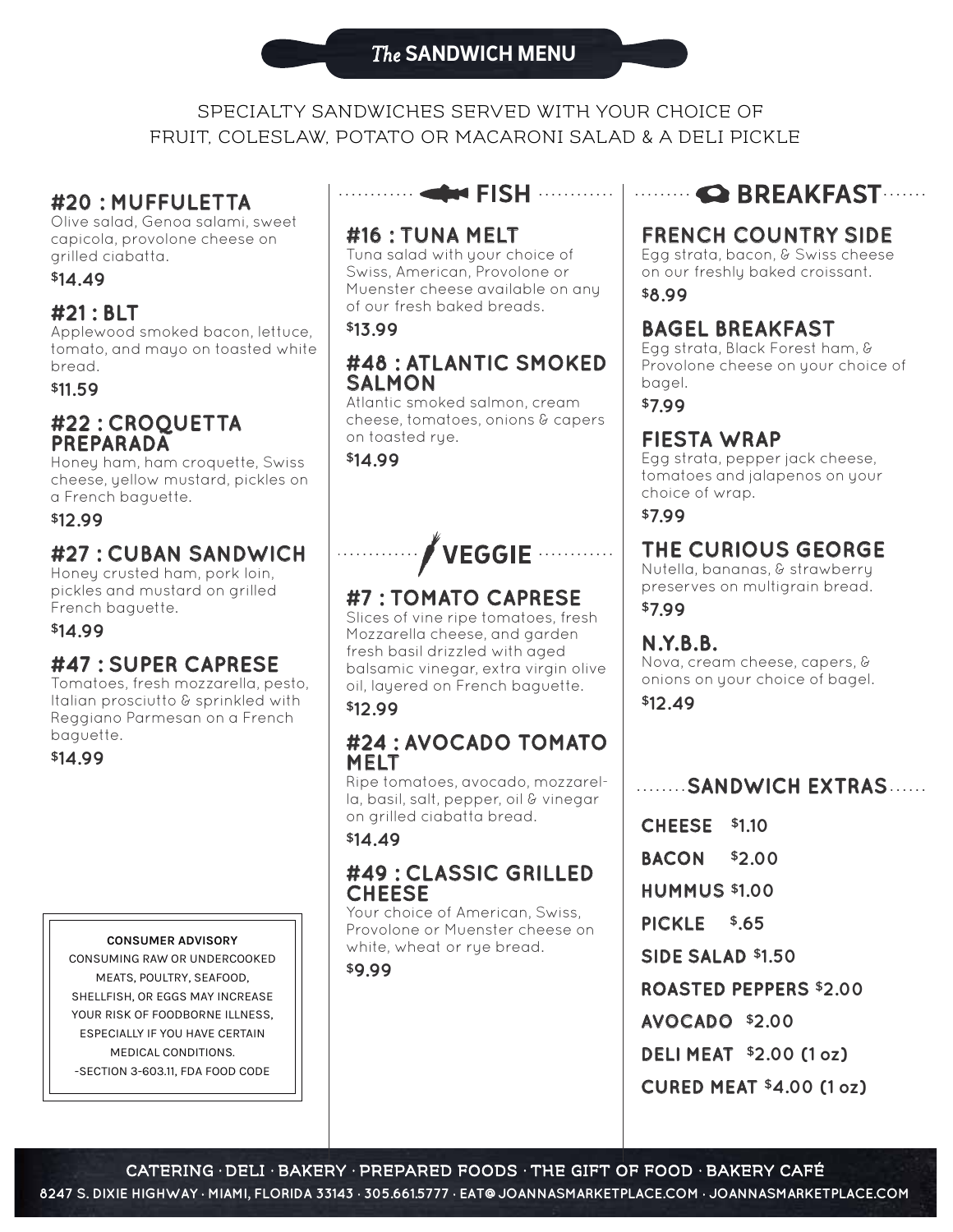# *The* SANDWICH MENU

SPECIALTY SANDWICHES SERVED WITH YOUR CHOICE OF FRUIT, COLESLAW, POTATO OR MACARONI SALAD & A DELI PICKLE

### #20 : MUFFULETTA
Olive salad, Genoa salami, sweet capicola, provolone cheese on grilled ciabatta.

**$14.49**

### #21 : BLT
Applewood smoked bacon, lettuce, tomato, and mayo on toasted white bread.

**$11.59**

### #22 : CROQUETTA PREPARADA
Honey ham, ham croquette, Swiss cheese, yellow mustard, pickles on a French baguette.

**$12.99**

### #27 : CUBAN SANDWICH
Honey crusted ham, pork loin, pickles and mustard on grilled French baguette.

**$14.99**

### #47 : SUPER CAPRESE
Tomatoes, fresh mozzarella, pesto, Italian prosciutto & sprinkled with Reggiano Parmesan on a French baguette.

**$14.99**

**CONSUMER ADVISORY**

CONSUMING RAW OR UNDERCOOKED MEATS, POULTRY, SEAFOOD, SHELLFISH, OR EGGS MAY INCREASE YOUR RISK OF FOODBORNE ILLNESS, ESPECIALLY IF YOU HAVE CERTAIN MEDICAL CONDITIONS.
-SECTION 3-603.11, FDA FOOD CODE

## FISH

### #16 : TUNA MELT
Tuna salad with your choice of Swiss, American, Provolone or Muenster cheese available on any of our fresh baked breads.

**$13.99**

### #48 : ATLANTIC SMOKED SALMON
Atlantic smoked salmon, cream cheese, tomatoes, onions & capers on toasted rye.

**$14.99**

## VEGGIE

### #7 : TOMATO CAPRESE
Slices of vine ripe tomatoes, fresh Mozzarella cheese, and garden fresh basil drizzled with aged balsamic vinegar, extra virgin olive oil, layered on French baguette.

**$12.99**

### #24 : AVOCADO TOMATO MELT
Ripe tomatoes, avocado, mozzarella, basil, salt, pepper, oil & vinegar on grilled ciabatta bread.

**$14.49**

### #49 : CLASSIC GRILLED CHEESE
Your choice of American, Swiss, Provolone or Muenster cheese on white, wheat or rye bread.

**$9.99**

## BREAKFAST

### FRENCH COUNTRY SIDE
Egg strata, bacon, & Swiss cheese on our freshly baked croissant.

**$8.99**

### BAGEL BREAKFAST
Egg strata, Black Forest ham, & Provolone cheese on your choice of bagel.

**$7.99**

### FIESTA WRAP
Egg strata, pepper jack cheese, tomatoes and jalapenos on your choice of wrap.

**$7.99**

### THE CURIOUS GEORGE
Nutella, bananas, & strawberry preserves on multigrain bread.

**$7.99**

### N.Y.B.B.
Nova, cream cheese, capers, & onions on your choice of bagel.

**$12.49**

## SANDWICH EXTRAS

- **CHEESE** $1.10
- **BACON** $2.00
- **HUMMUS** $1.00
- **PICKLE** $.65
- **SIDE SALAD** $1.50
- **ROASTED PEPPERS** $2.00
- **AVOCADO** $2.00
- **DELI MEAT** $2.00 (1 oz)
- **CURED MEAT** $4.00 (1 oz)

CATERING · DELI · BAKERY · PREPARED FOODS · THE GIFT OF FOOD · BAKERY CAFÉ

8247 S. DIXIE HIGHWAY · MIAMI, FLORIDA 33143 · 305.661.5777 · EAT@JOANNASMARKETPLACE.COM · JOANNASMARKETPLACE.COM